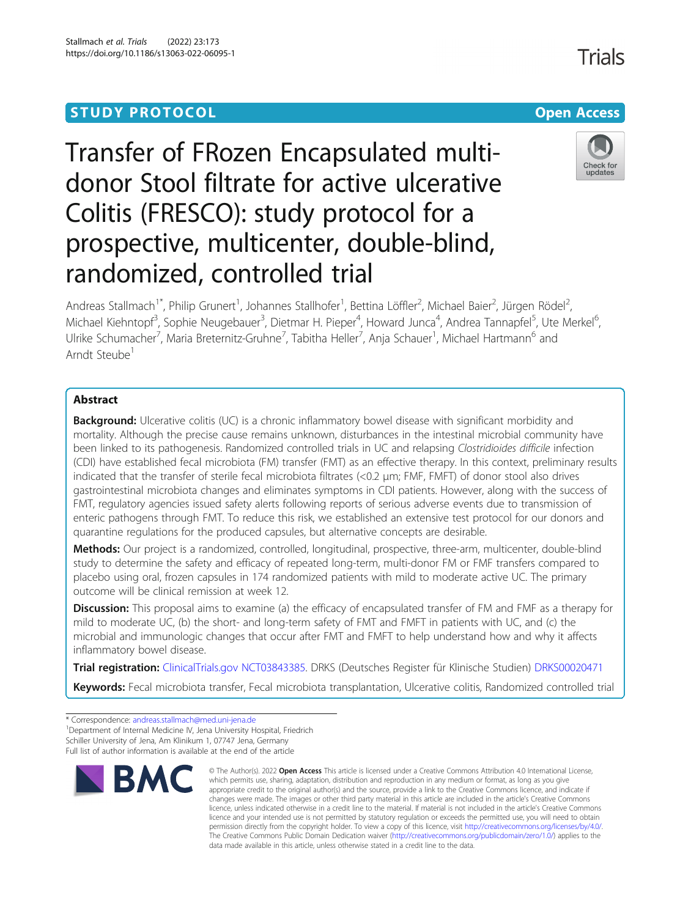STUDY PROTOCOL

Open Access

# Transfer of FRozen Encapsulated multi-donor Stool filtrate for active ulcerative Colitis (FRESCO): study protocol for a prospective, multicenter, double-blind, randomized, controlled trial

Andreas Stallmach[1*], Philip Grunert[1], Johannes Stallhofer[1], Bettina Löffler[2], Michael Baier[2], Jürgen Rödel[2], Michael Kiehntopf[3], Sophie Neugebauer[3], Dietmar H. Pieper[4], Howard Junca[4], Andrea Tannapfel[5], Ute Merkel[6], Ulrike Schumacher[7], Maria Breternitz-Gruhne[7], Tabitha Heller[7], Anja Schauer[1], Michael Hartmann[6] and Arndt Steube[1]

## Abstract

**Background:** Ulcerative colitis (UC) is a chronic inflammatory bowel disease with significant morbidity and mortality. Although the precise cause remains unknown, disturbances in the intestinal microbial community have been linked to its pathogenesis. Randomized controlled trials in UC and relapsing *Clostridioides difficile* infection (CDI) have established fecal microbiota (FM) transfer (FMT) as an effective therapy. In this context, preliminary results indicated that the transfer of sterile fecal microbiota filtrates (<0.2 μm; FMF, FMFT) of donor stool also drives gastrointestinal microbiota changes and eliminates symptoms in CDI patients. However, along with the success of FMT, regulatory agencies issued safety alerts following reports of serious adverse events due to transmission of enteric pathogens through FMT. To reduce this risk, we established an extensive test protocol for our donors and quarantine regulations for the produced capsules, but alternative concepts are desirable.

**Methods:** Our project is a randomized, controlled, longitudinal, prospective, three-arm, multicenter, double-blind study to determine the safety and efficacy of repeated long-term, multi-donor FM or FMF transfers compared to placebo using oral, frozen capsules in 174 randomized patients with mild to moderate active UC. The primary outcome will be clinical remission at week 12.

**Discussion:** This proposal aims to examine (a) the efficacy of encapsulated transfer of FM and FMF as a therapy for mild to moderate UC, (b) the short- and long-term safety of FMT and FMFT in patients with UC, and (c) the microbial and immunologic changes that occur after FMT and FMFT to help understand how and why it affects inflammatory bowel disease.

**Trial registration:** ClinicalTrials.gov NCT03843385. DRKS (Deutsches Register für Klinische Studien) DRKS00020471

**Keywords:** Fecal microbiota transfer, Fecal microbiota transplantation, Ulcerative colitis, Randomized controlled trial

\* Correspondence: andreas.stallmach@med.uni-jena.de

[1]Department of Internal Medicine IV, Jena University Hospital, Friedrich Schiller University of Jena, Am Klinikum 1, 07747 Jena, Germany

Full list of author information is available at the end of the article

© The Author(s). 2022 **Open Access** This article is licensed under a Creative Commons Attribution 4.0 International License, which permits use, sharing, adaptation, distribution and reproduction in any medium or format, as long as you give appropriate credit to the original author(s) and the source, provide a link to the Creative Commons licence, and indicate if changes were made. The images or other third party material in this article are included in the article's Creative Commons licence, unless indicated otherwise in a credit line to the material. If material is not included in the article's Creative Commons licence and your intended use is not permitted by statutory regulation or exceeds the permitted use, you will need to obtain permission directly from the copyright holder. To view a copy of this licence, visit http://creativecommons.org/licenses/by/4.0/. The Creative Commons Public Domain Dedication waiver (http://creativecommons.org/publicdomain/zero/1.0/) applies to the data made available in this article, unless otherwise stated in a credit line to the data.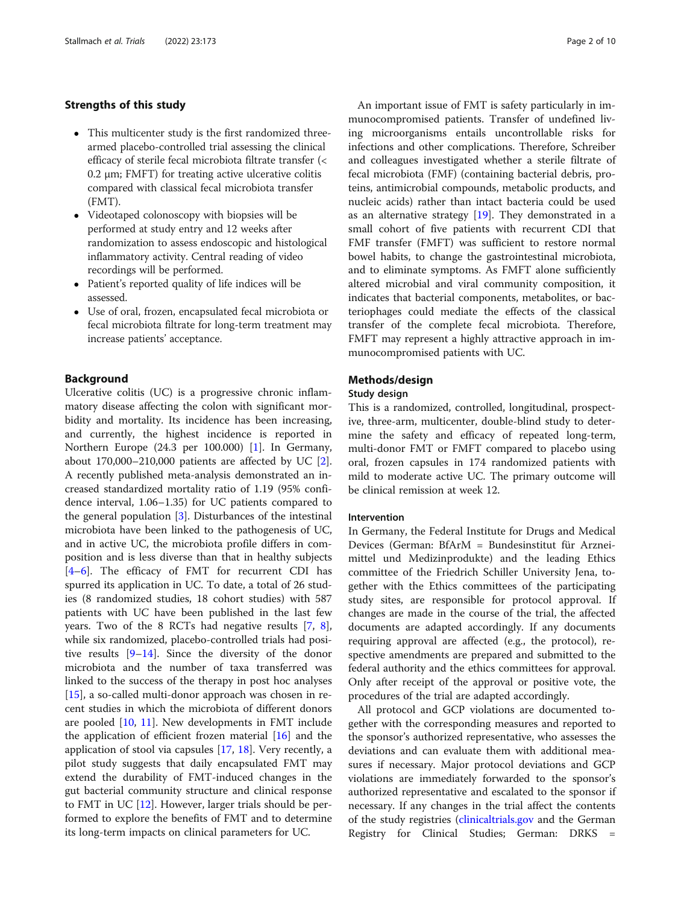## Strengths of this study

- This multicenter study is the first randomized three-armed placebo-controlled trial assessing the clinical efficacy of sterile fecal microbiota filtrate transfer (< 0.2 µm; FMFT) for treating active ulcerative colitis compared with classical fecal microbiota transfer (FMT).
- Videotaped colonoscopy with biopsies will be performed at study entry and 12 weeks after randomization to assess endoscopic and histological inflammatory activity. Central reading of video recordings will be performed.
- Patient's reported quality of life indices will be assessed.
- Use of oral, frozen, encapsulated fecal microbiota or fecal microbiota filtrate for long-term treatment may increase patients' acceptance.

## Background

Ulcerative colitis (UC) is a progressive chronic inflammatory disease affecting the colon with significant morbidity and mortality. Its incidence has been increasing, and currently, the highest incidence is reported in Northern Europe (24.3 per 100.000) [1]. In Germany, about 170,000–210,000 patients are affected by UC [2]. A recently published meta-analysis demonstrated an increased standardized mortality ratio of 1.19 (95% confidence interval, 1.06–1.35) for UC patients compared to the general population [3]. Disturbances of the intestinal microbiota have been linked to the pathogenesis of UC, and in active UC, the microbiota profile differs in composition and is less diverse than that in healthy subjects [4–6]. The efficacy of FMT for recurrent CDI has spurred its application in UC. To date, a total of 26 studies (8 randomized studies, 18 cohort studies) with 587 patients with UC have been published in the last few years. Two of the 8 RCTs had negative results [7, 8], while six randomized, placebo-controlled trials had positive results [9–14]. Since the diversity of the donor microbiota and the number of taxa transferred was linked to the success of the therapy in post hoc analyses [15], a so-called multi-donor approach was chosen in recent studies in which the microbiota of different donors are pooled [10, 11]. New developments in FMT include the application of efficient frozen material [16] and the application of stool via capsules [17, 18]. Very recently, a pilot study suggests that daily encapsulated FMT may extend the durability of FMT-induced changes in the gut bacterial community structure and clinical response to FMT in UC [12]. However, larger trials should be performed to explore the benefits of FMT and to determine its long-term impacts on clinical parameters for UC.

An important issue of FMT is safety particularly in immunocompromised patients. Transfer of undefined living microorganisms entails uncontrollable risks for infections and other complications. Therefore, Schreiber and colleagues investigated whether a sterile filtrate of fecal microbiota (FMF) (containing bacterial debris, proteins, antimicrobial compounds, metabolic products, and nucleic acids) rather than intact bacteria could be used as an alternative strategy [19]. They demonstrated in a small cohort of five patients with recurrent CDI that FMF transfer (FMFT) was sufficient to restore normal bowel habits, to change the gastrointestinal microbiota, and to eliminate symptoms. As FMFT alone sufficiently altered microbial and viral community composition, it indicates that bacterial components, metabolites, or bacteriophages could mediate the effects of the classical transfer of the complete fecal microbiota. Therefore, FMFT may represent a highly attractive approach in immunocompromised patients with UC.

## Methods/design

### Study design

This is a randomized, controlled, longitudinal, prospective, three-arm, multicenter, double-blind study to determine the safety and efficacy of repeated long-term, multi-donor FMT or FMFT compared to placebo using oral, frozen capsules in 174 randomized patients with mild to moderate active UC. The primary outcome will be clinical remission at week 12.

### Intervention

In Germany, the Federal Institute for Drugs and Medical Devices (German: BfArM = Bundesinstitut für Arzneimittel und Medizinprodukte) and the leading Ethics committee of the Friedrich Schiller University Jena, together with the Ethics committees of the participating study sites, are responsible for protocol approval. If changes are made in the course of the trial, the affected documents are adapted accordingly. If any documents requiring approval are affected (e.g., the protocol), respective amendments are prepared and submitted to the federal authority and the ethics committees for approval. Only after receipt of the approval or positive vote, the procedures of the trial are adapted accordingly.

All protocol and GCP violations are documented together with the corresponding measures and reported to the sponsor's authorized representative, who assesses the deviations and can evaluate them with additional measures if necessary. Major protocol deviations and GCP violations are immediately forwarded to the sponsor's authorized representative and escalated to the sponsor if necessary. If any changes in the trial affect the contents of the study registries (clinicaltrials.gov and the German Registry for Clinical Studies; German: DRKS =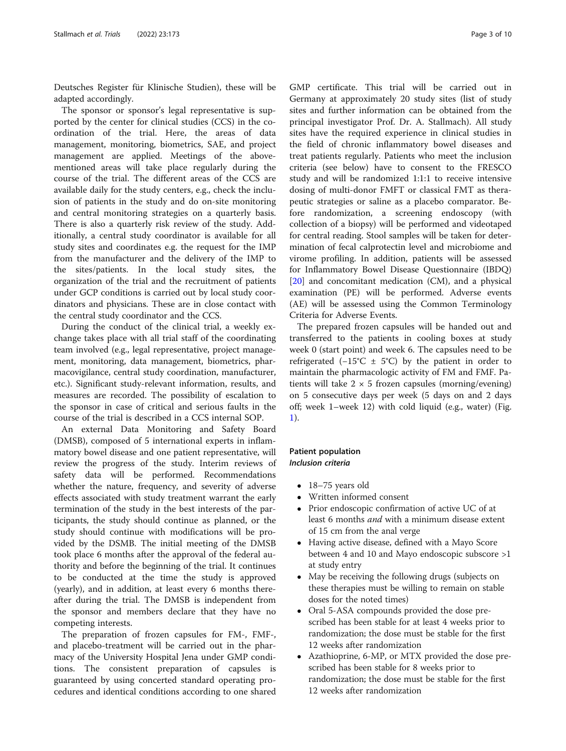Deutsches Register für Klinische Studien), these will be adapted accordingly.

The sponsor or sponsor's legal representative is supported by the center for clinical studies (CCS) in the coordination of the trial. Here, the areas of data management, monitoring, biometrics, SAE, and project management are applied. Meetings of the above-mentioned areas will take place regularly during the course of the trial. The different areas of the CCS are available daily for the study centers, e.g., check the inclusion of patients in the study and do on-site monitoring and central monitoring strategies on a quarterly basis. There is also a quarterly risk review of the study. Additionally, a central study coordinator is available for all study sites and coordinates e.g. the request for the IMP from the manufacturer and the delivery of the IMP to the sites/patients. In the local study sites, the organization of the trial and the recruitment of patients under GCP conditions is carried out by local study coordinators and physicians. These are in close contact with the central study coordinator and the CCS.

During the conduct of the clinical trial, a weekly exchange takes place with all trial staff of the coordinating team involved (e.g., legal representative, project management, monitoring, data management, biometrics, pharmacovigilance, central study coordination, manufacturer, etc.). Significant study-relevant information, results, and measures are recorded. The possibility of escalation to the sponsor in case of critical and serious faults in the course of the trial is described in a CCS internal SOP.

An external Data Monitoring and Safety Board (DMSB), composed of 5 international experts in inflammatory bowel disease and one patient representative, will review the progress of the study. Interim reviews of safety data will be performed. Recommendations whether the nature, frequency, and severity of adverse effects associated with study treatment warrant the early termination of the study in the best interests of the participants, the study should continue as planned, or the study should continue with modifications will be provided by the DSMB. The initial meeting of the DMSB took place 6 months after the approval of the federal authority and before the beginning of the trial. It continues to be conducted at the time the study is approved (yearly), and in addition, at least every 6 months thereafter during the trial. The DMSB is independent from the sponsor and members declare that they have no competing interests.

The preparation of frozen capsules for FM-, FMF-, and placebo-treatment will be carried out in the pharmacy of the University Hospital Jena under GMP conditions. The consistent preparation of capsules is guaranteed by using concerted standard operating procedures and identical conditions according to one shared GMP certificate. This trial will be carried out in Germany at approximately 20 study sites (list of study sites and further information can be obtained from the principal investigator Prof. Dr. A. Stallmach). All study sites have the required experience in clinical studies in the field of chronic inflammatory bowel diseases and treat patients regularly. Patients who meet the inclusion criteria (see below) have to consent to the FRESCO study and will be randomized 1:1:1 to receive intensive dosing of multi-donor FMFT or classical FMT as therapeutic strategies or saline as a placebo comparator. Before randomization, a screening endoscopy (with collection of a biopsy) will be performed and videotaped for central reading. Stool samples will be taken for determination of fecal calprotectin level and microbiome and virome profiling. In addition, patients will be assessed for Inflammatory Bowel Disease Questionnaire (IBDQ) [20] and concomitant medication (CM), and a physical examination (PE) will be performed. Adverse events (AE) will be assessed using the Common Terminology Criteria for Adverse Events.

The prepared frozen capsules will be handed out and transferred to the patients in cooling boxes at study week 0 (start point) and week 6. The capsules need to be refrigerated (−15°C ± 5°C) by the patient in order to maintain the pharmacologic activity of FM and FMF. Patients will take 2 × 5 frozen capsules (morning/evening) on 5 consecutive days per week (5 days on and 2 days off; week 1–week 12) with cold liquid (e.g., water) (Fig. 1).

## Patient population

### *Inclusion criteria*

- 18–75 years old
- Written informed consent
- Prior endoscopic confirmation of active UC of at least 6 months *and* with a minimum disease extent of 15 cm from the anal verge
- Having active disease, defined with a Mayo Score between 4 and 10 and Mayo endoscopic subscore >1 at study entry
- May be receiving the following drugs (subjects on these therapies must be willing to remain on stable doses for the noted times)
- Oral 5-ASA compounds provided the dose prescribed has been stable for at least 4 weeks prior to randomization; the dose must be stable for the first 12 weeks after randomization
- Azathioprine, 6-MP, or MTX provided the dose prescribed has been stable for 8 weeks prior to randomization; the dose must be stable for the first 12 weeks after randomization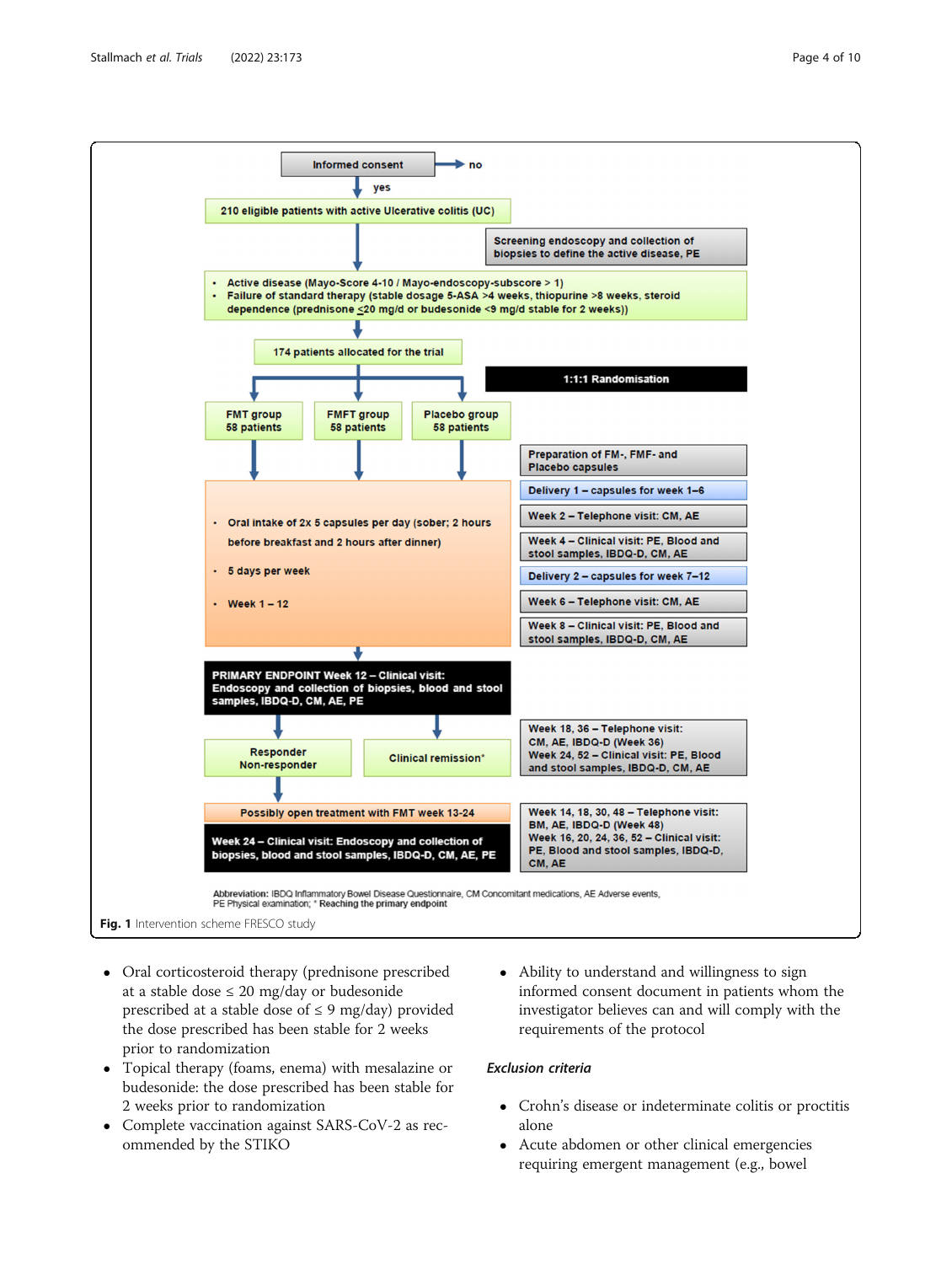Informed consent → no

yes

210 eligible patients with active Ulcerative colitis (UC)

Screening endoscopy and collection of biopsies to define the active disease, PE

- Active disease (Mayo-Score 4-10 / Mayo-endoscopy-subscore > 1)
- Failure of standard therapy (stable dosage 5-ASA >4 weeks, thiopurine >8 weeks, steroid dependence (prednisone ≤20 mg/d or budesonide <9 mg/d stable for 2 weeks))

174 patients allocated for the trial

1:1:1 Randomisation

FMT group 58 patients | FMFT group 58 patients | Placebo group 58 patients

- Oral intake of 2x 5 capsules per day (sober; 2 hours before breakfast and 2 hours after dinner)
- 5 days per week
- Week 1 – 12

Preparation of FM-, FMF- and Placebo capsules

Delivery 1 – capsules for week 1–6

Week 2 – Telephone visit: CM, AE

Week 4 – Clinical visit: PE, Blood and stool samples, IBDQ-D, CM, AE

Delivery 2 – capsules for week 7–12

Week 6 – Telephone visit: CM, AE

Week 8 – Clinical visit: PE, Blood and stool samples, IBDQ-D, CM, AE

PRIMARY ENDPOINT Week 12 – Clinical visit: Endoscopy and collection of biopsies, blood and stool samples, IBDQ-D, CM, AE, PE

Responder / Non-responder

Clinical remission*

Week 18, 36 – Telephone visit: CM, AE, IBDQ-D (Week 36)
Week 24, 52 – Clinical visit: PE, Blood and stool samples, IBDQ-D, CM, AE

Possibly open treatment with FMT week 13-24

Week 24 – Clinical visit: Endoscopy and collection of biopsies, blood and stool samples, IBDQ-D, CM, AE, PE

Week 14, 18, 30, 48 – Telephone visit: BM, AE, IBDQ-D (Week 48)
Week 16, 20, 24, 36, 52 – Clinical visit: PE, Blood and stool samples, IBDQ-D, CM, AE

Abbreviation: IBDQ Inflammatory Bowel Disease Questionnaire, CM Concomitant medications, AE Adverse events, PE Physical examination; * Reaching the primary endpoint

**Fig. 1** Intervention scheme FRESCO study

- Oral corticosteroid therapy (prednisone prescribed at a stable dose ≤ 20 mg/day or budesonide prescribed at a stable dose of ≤ 9 mg/day) provided the dose prescribed has been stable for 2 weeks prior to randomization
- Topical therapy (foams, enema) with mesalazine or budesonide: the dose prescribed has been stable for 2 weeks prior to randomization
- Complete vaccination against SARS-CoV-2 as recommended by the STIKO
- Ability to understand and willingness to sign informed consent document in patients whom the investigator believes can and will comply with the requirements of the protocol

### *Exclusion criteria*

- Crohn's disease or indeterminate colitis or proctitis alone
- Acute abdomen or other clinical emergencies requiring emergent management (e.g., bowel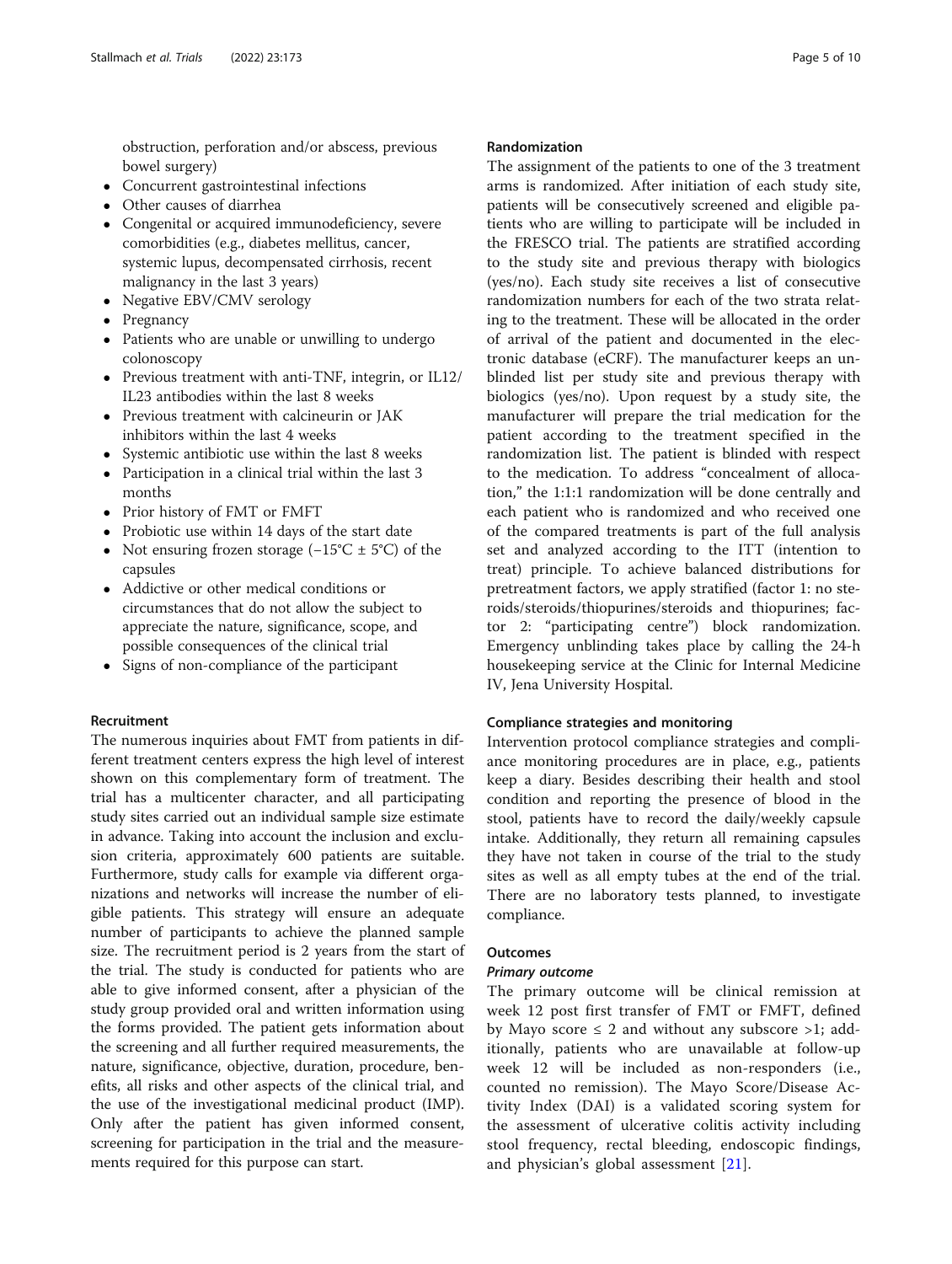obstruction, perforation and/or abscess, previous bowel surgery)

- Concurrent gastrointestinal infections
- Other causes of diarrhea
- Congenital or acquired immunodeficiency, severe comorbidities (e.g., diabetes mellitus, cancer, systemic lupus, decompensated cirrhosis, recent malignancy in the last 3 years)
- Negative EBV/CMV serology
- Pregnancy
- Patients who are unable or unwilling to undergo colonoscopy
- Previous treatment with anti-TNF, integrin, or IL12/IL23 antibodies within the last 8 weeks
- Previous treatment with calcineurin or JAK inhibitors within the last 4 weeks
- Systemic antibiotic use within the last 8 weeks
- Participation in a clinical trial within the last 3 months
- Prior history of FMT or FMFT
- Probiotic use within 14 days of the start date
- Not ensuring frozen storage (−15°C ± 5°C) of the capsules
- Addictive or other medical conditions or circumstances that do not allow the subject to appreciate the nature, significance, scope, and possible consequences of the clinical trial
- Signs of non-compliance of the participant

### Recruitment

The numerous inquiries about FMT from patients in different treatment centers express the high level of interest shown on this complementary form of treatment. The trial has a multicenter character, and all participating study sites carried out an individual sample size estimate in advance. Taking into account the inclusion and exclusion criteria, approximately 600 patients are suitable. Furthermore, study calls for example via different organizations and networks will increase the number of eligible patients. This strategy will ensure an adequate number of participants to achieve the planned sample size. The recruitment period is 2 years from the start of the trial. The study is conducted for patients who are able to give informed consent, after a physician of the study group provided oral and written information using the forms provided. The patient gets information about the screening and all further required measurements, the nature, significance, objective, duration, procedure, benefits, all risks and other aspects of the clinical trial, and the use of the investigational medicinal product (IMP). Only after the patient has given informed consent, screening for participation in the trial and the measurements required for this purpose can start.

### Randomization

The assignment of the patients to one of the 3 treatment arms is randomized. After initiation of each study site, patients will be consecutively screened and eligible patients who are willing to participate will be included in the FRESCO trial. The patients are stratified according to the study site and previous therapy with biologics (yes/no). Each study site receives a list of consecutive randomization numbers for each of the two strata relating to the treatment. These will be allocated in the order of arrival of the patient and documented in the electronic database (eCRF). The manufacturer keeps an unblinded list per study site and previous therapy with biologics (yes/no). Upon request by a study site, the manufacturer will prepare the trial medication for the patient according to the treatment specified in the randomization list. The patient is blinded with respect to the medication. To address "concealment of allocation," the 1:1:1 randomization will be done centrally and each patient who is randomized and who received one of the compared treatments is part of the full analysis set and analyzed according to the ITT (intention to treat) principle. To achieve balanced distributions for pretreatment factors, we apply stratified (factor 1: no steroids/steroids/thiopurines/steroids and thiopurines; factor 2: "participating centre") block randomization. Emergency unblinding takes place by calling the 24-h housekeeping service at the Clinic for Internal Medicine IV, Jena University Hospital.

### Compliance strategies and monitoring

Intervention protocol compliance strategies and compliance monitoring procedures are in place, e.g., patients keep a diary. Besides describing their health and stool condition and reporting the presence of blood in the stool, patients have to record the daily/weekly capsule intake. Additionally, they return all remaining capsules they have not taken in course of the trial to the study sites as well as all empty tubes at the end of the trial. There are no laboratory tests planned, to investigate compliance.

### Outcomes

#### *Primary outcome*

The primary outcome will be clinical remission at week 12 post first transfer of FMT or FMFT, defined by Mayo score ≤ 2 and without any subscore >1; additionally, patients who are unavailable at follow-up week 12 will be included as non-responders (i.e., counted no remission). The Mayo Score/Disease Activity Index (DAI) is a validated scoring system for the assessment of ulcerative colitis activity including stool frequency, rectal bleeding, endoscopic findings, and physician's global assessment [21].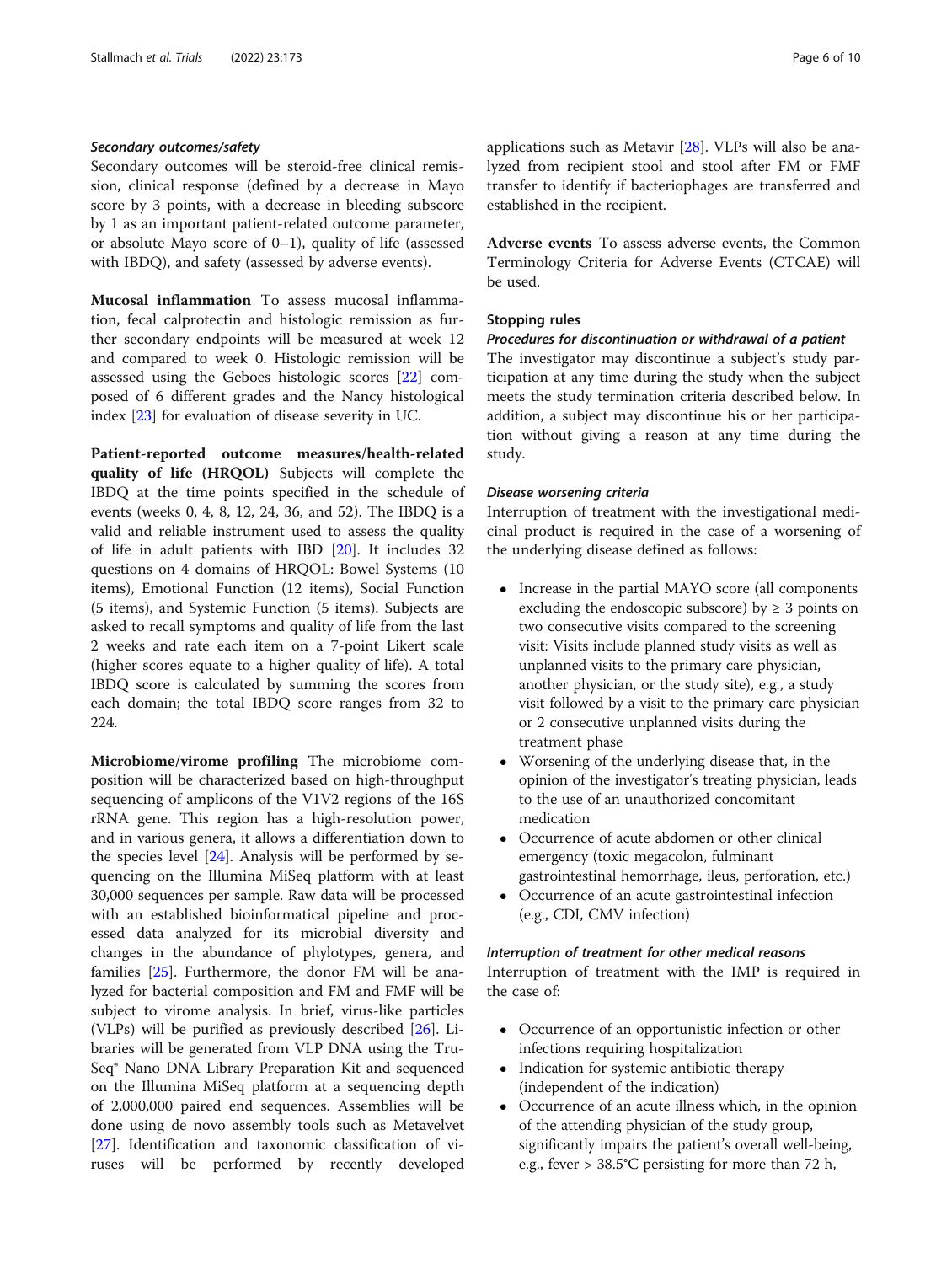#### *Secondary outcomes/safety*

Secondary outcomes will be steroid-free clinical remission, clinical response (defined by a decrease in Mayo score by 3 points, with a decrease in bleeding subscore by 1 as an important patient-related outcome parameter, or absolute Mayo score of 0–1), quality of life (assessed with IBDQ), and safety (assessed by adverse events).

**Mucosal inflammation** To assess mucosal inflammation, fecal calprotectin and histologic remission as further secondary endpoints will be measured at week 12 and compared to week 0. Histologic remission will be assessed using the Geboes histologic scores [22] composed of 6 different grades and the Nancy histological index [23] for evaluation of disease severity in UC.

**Patient-reported outcome measures/health-related quality of life (HRQOL)** Subjects will complete the IBDQ at the time points specified in the schedule of events (weeks 0, 4, 8, 12, 24, 36, and 52). The IBDQ is a valid and reliable instrument used to assess the quality of life in adult patients with IBD [20]. It includes 32 questions on 4 domains of HRQOL: Bowel Systems (10 items), Emotional Function (12 items), Social Function (5 items), and Systemic Function (5 items). Subjects are asked to recall symptoms and quality of life from the last 2 weeks and rate each item on a 7-point Likert scale (higher scores equate to a higher quality of life). A total IBDQ score is calculated by summing the scores from each domain; the total IBDQ score ranges from 32 to 224.

**Microbiome/virome profiling** The microbiome composition will be characterized based on high-throughput sequencing of amplicons of the V1V2 regions of the 16S rRNA gene. This region has a high-resolution power, and in various genera, it allows a differentiation down to the species level [24]. Analysis will be performed by sequencing on the Illumina MiSeq platform with at least 30,000 sequences per sample. Raw data will be processed with an established bioinformatical pipeline and processed data analyzed for its microbial diversity and changes in the abundance of phylotypes, genera, and families [25]. Furthermore, the donor FM will be analyzed for bacterial composition and FM and FMF will be subject to virome analysis. In brief, virus-like particles (VLPs) will be purified as previously described [26]. Libraries will be generated from VLP DNA using the TruSeq® Nano DNA Library Preparation Kit and sequenced on the Illumina MiSeq platform at a sequencing depth of 2,000,000 paired end sequences. Assemblies will be done using de novo assembly tools such as Metavelvet [27]. Identification and taxonomic classification of viruses will be performed by recently developed applications such as Metavir [28]. VLPs will also be analyzed from recipient stool and stool after FM or FMF transfer to identify if bacteriophages are transferred and established in the recipient.

**Adverse events** To assess adverse events, the Common Terminology Criteria for Adverse Events (CTCAE) will be used.

### Stopping rules

#### *Procedures for discontinuation or withdrawal of a patient*

The investigator may discontinue a subject's study participation at any time during the study when the subject meets the study termination criteria described below. In addition, a subject may discontinue his or her participation without giving a reason at any time during the study.

#### *Disease worsening criteria*

Interruption of treatment with the investigational medicinal product is required in the case of a worsening of the underlying disease defined as follows:

- Increase in the partial MAYO score (all components excluding the endoscopic subscore) by ≥ 3 points on two consecutive visits compared to the screening visit: Visits include planned study visits as well as unplanned visits to the primary care physician, another physician, or the study site), e.g., a study visit followed by a visit to the primary care physician or 2 consecutive unplanned visits during the treatment phase
- Worsening of the underlying disease that, in the opinion of the investigator's treating physician, leads to the use of an unauthorized concomitant medication
- Occurrence of acute abdomen or other clinical emergency (toxic megacolon, fulminant gastrointestinal hemorrhage, ileus, perforation, etc.)
- Occurrence of an acute gastrointestinal infection (e.g., CDI, CMV infection)

#### *Interruption of treatment for other medical reasons*

Interruption of treatment with the IMP is required in the case of:

- Occurrence of an opportunistic infection or other infections requiring hospitalization
- Indication for systemic antibiotic therapy (independent of the indication)
- Occurrence of an acute illness which, in the opinion of the attending physician of the study group, significantly impairs the patient's overall well-being, e.g., fever > 38.5°C persisting for more than 72 h,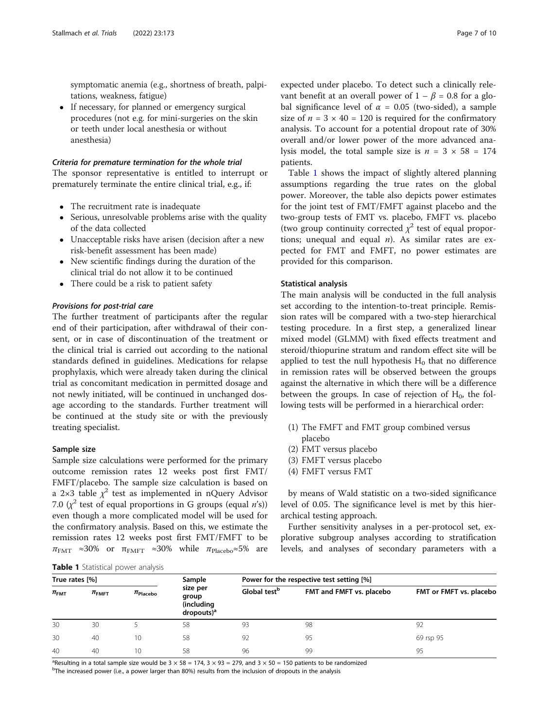symptomatic anemia (e.g., shortness of breath, palpitations, weakness, fatigue)

- If necessary, for planned or emergency surgical procedures (not e.g. for mini-surgeries on the skin or teeth under local anesthesia or without anesthesia)

#### *Criteria for premature termination for the whole trial*

The sponsor representative is entitled to interrupt or prematurely terminate the entire clinical trial, e.g., if:

- The recruitment rate is inadequate
- Serious, unresolvable problems arise with the quality of the data collected
- Unacceptable risks have arisen (decision after a new risk-benefit assessment has been made)
- New scientific findings during the duration of the clinical trial do not allow it to be continued
- There could be a risk to patient safety

#### *Provisions for post-trial care*

The further treatment of participants after the regular end of their participation, after withdrawal of their consent, or in case of discontinuation of the treatment or the clinical trial is carried out according to the national standards defined in guidelines. Medications for relapse prophylaxis, which were already taken during the clinical trial as concomitant medication in permitted dosage and not newly initiated, will be continued in unchanged dosage according to the standards. Further treatment will be continued at the study site or with the previously treating specialist.

### Sample size

Sample size calculations were performed for the primary outcome remission rates 12 weeks post first FMT/FMFT/placebo. The sample size calculation is based on a 2×3 table $\chi^2$ test as implemented in nQuery Advisor 7.0 ($\chi^2$ test of equal proportions in G groups (equal $n$'s)) even though a more complicated model will be used for the confirmatory analysis. Based on this, we estimate the remission rates 12 weeks post first FMT/FMFT to be $\pi_{\text{FMT}}$ ≈30% or $\pi_{\text{FMFT}}$ ≈30% while $\pi_{\text{Placebo}}$≈5% are expected under placebo. To detect such a clinically relevant benefit at an overall power of $1 - \beta = 0.8$ for a global significance level of $\alpha = 0.05$ (two-sided), a sample size of $n = 3 \times 40 = 120$ is required for the confirmatory analysis. To account for a potential dropout rate of 30% overall and/or lower power of the more advanced analysis model, the total sample size is $n = 3 \times 58 = 174$ patients.

Table 1 shows the impact of slightly altered planning assumptions regarding the true rates on the global power. Moreover, the table also depicts power estimates for the joint test of FMT/FMFT against placebo and the two-group tests of FMT vs. placebo, FMFT vs. placebo (two group continuity corrected $\chi^2$ test of equal proportions; unequal and equal $n$). As similar rates are expected for FMT and FMFT, no power estimates are provided for this comparison.

### Statistical analysis

The main analysis will be conducted in the full analysis set according to the intention-to-treat principle. Remission rates will be compared with a two-step hierarchical testing procedure. In a first step, a generalized linear mixed model (GLMM) with fixed effects treatment and steroid/thiopurine stratum and random effect site will be applied to test the null hypothesis $H_0$ that no difference in remission rates will be observed between the groups against the alternative in which there will be a difference between the groups. In case of rejection of $H_0$, the following tests will be performed in a hierarchical order:

(1) The FMFT and FMT group combined versus placebo
(2) FMT versus placebo
(3) FMFT versus placebo
(4) FMFT versus FMT

by means of Wald statistic on a two-sided significance level of 0.05. The significance level is met by this hierarchical testing approach.

Further sensitivity analyses in a per-protocol set, explorative subgroup analyses according to stratification levels, and analyses of secondary parameters with a

**Table 1** Statistical power analysis

| True rates [%] | | | Sample size per group (including dropouts)[a] | Power for the respective test setting [%] | | |
|---|---|---|---|---|---|---|
| $\pi_{\text{FMT}}$ | $\pi_{\text{FMFT}}$ | $\pi_{\text{Placebo}}$ | | Global test[b] | FMT and FMFT vs. placebo | FMT or FMFT vs. placebo |
| 30 | 30 | 5 | 58 | 93 | 98 | 92 |
| 30 | 40 | 10 | 58 | 92 | 95 | 69 rsp 95 |
| 40 | 40 | 10 | 58 | 96 | 99 | 95 |

[a]Resulting in a total sample size would be 3 × 58 = 174, 3 × 93 = 279, and 3 × 50 = 150 patients to be randomized

[b]The increased power (i.e., a power larger than 80%) results from the inclusion of dropouts in the analysis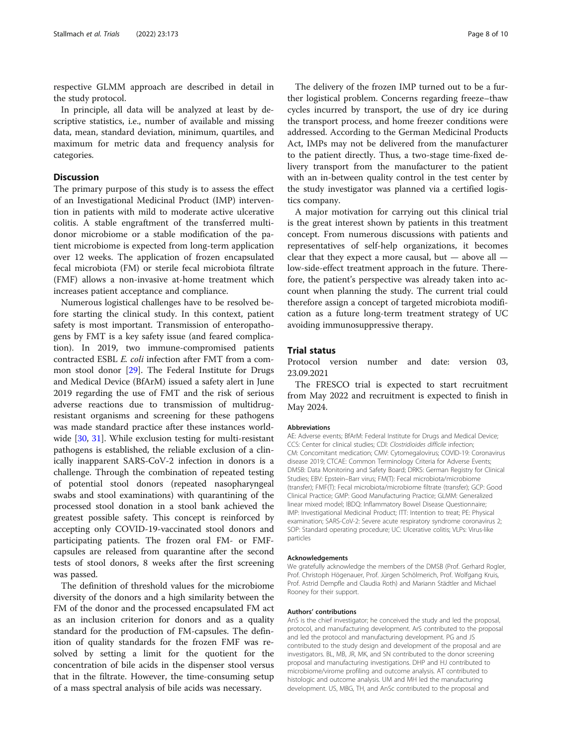respective GLMM approach are described in detail in the study protocol.

In principle, all data will be analyzed at least by descriptive statistics, i.e., number of available and missing data, mean, standard deviation, minimum, quartiles, and maximum for metric data and frequency analysis for categories.

## Discussion

The primary purpose of this study is to assess the effect of an Investigational Medicinal Product (IMP) intervention in patients with mild to moderate active ulcerative colitis. A stable engraftment of the transferred multi-donor microbiome or a stable modification of the patient microbiome is expected from long-term application over 12 weeks. The application of frozen encapsulated fecal microbiota (FM) or sterile fecal microbiota filtrate (FMF) allows a non-invasive at-home treatment which increases patient acceptance and compliance.

Numerous logistical challenges have to be resolved before starting the clinical study. In this context, patient safety is most important. Transmission of enteropathogens by FMT is a key safety issue (and feared complication). In 2019, two immune-compromised patients contracted ESBL *E. coli* infection after FMT from a common stool donor [29]. The Federal Institute for Drugs and Medical Device (BfArM) issued a safety alert in June 2019 regarding the use of FMT and the risk of serious adverse reactions due to transmission of multidrug-resistant organisms and screening for these pathogens was made standard practice after these instances worldwide [30, 31]. While exclusion testing for multi-resistant pathogens is established, the reliable exclusion of a clinically inapparent SARS-CoV-2 infection in donors is a challenge. Through the combination of repeated testing of potential stool donors (repeated nasopharyngeal swabs and stool examinations) with quarantining of the processed stool donation in a stool bank achieved the greatest possible safety. This concept is reinforced by accepting only COVID-19-vaccinated stool donors and participating patients. The frozen oral FM- or FMF-capsules are released from quarantine after the second tests of stool donors, 8 weeks after the first screening was passed.

The definition of threshold values for the microbiome diversity of the donors and a high similarity between the FM of the donor and the processed encapsulated FM act as an inclusion criterion for donors and as a quality standard for the production of FM-capsules. The definition of quality standards for the frozen FMF was resolved by setting a limit for the quotient for the concentration of bile acids in the dispenser stool versus that in the filtrate. However, the time-consuming setup of a mass spectral analysis of bile acids was necessary.

The delivery of the frozen IMP turned out to be a further logistical problem. Concerns regarding freeze–thaw cycles incurred by transport, the use of dry ice during the transport process, and home freezer conditions were addressed. According to the German Medicinal Products Act, IMPs may not be delivered from the manufacturer to the patient directly. Thus, a two-stage time-fixed delivery transport from the manufacturer to the patient with an in-between quality control in the test center by the study investigator was planned via a certified logistics company.

A major motivation for carrying out this clinical trial is the great interest shown by patients in this treatment concept. From numerous discussions with patients and representatives of self-help organizations, it becomes clear that they expect a more causal, but — above all — low-side-effect treatment approach in the future. Therefore, the patient's perspective was already taken into account when planning the study. The current trial could therefore assign a concept of targeted microbiota modification as a future long-term treatment strategy of UC avoiding immunosuppressive therapy.

## Trial status

Protocol version number and date: version 03, 23.09.2021

The FRESCO trial is expected to start recruitment from May 2022 and recruitment is expected to finish in May 2024.

#### Abbreviations

AE: Adverse events; BfArM: Federal Institute for Drugs and Medical Device; CCS: Center for clinical studies; CDI: *Clostridioides difficile* infection; CM: Concomitant medication; CMV: Cytomegalovirus; COVID-19: Coronavirus disease 2019; CTCAE: Common Terminology Criteria for Adverse Events; DMSB: Data Monitoring and Safety Board; DRKS: German Registry for Clinical Studies; EBV: Epstein–Barr virus; FM(T): Fecal microbiota/microbiome (transfer); FMF(T): Fecal microbiota/microbiome filtrate (transfer); GCP: Good Clinical Practice; GMP: Good Manufacturing Practice; GLMM: Generalized linear mixed model; IBDQ: Inflammatory Bowel Disease Questionnaire; IMP: Investigational Medicinal Product; ITT: Intention to treat; PE: Physical examination; SARS-CoV-2: Severe acute respiratory syndrome coronavirus 2; SOP: Standard operating procedure; UC: Ulcerative colitis; VLPs: Virus-like particles

#### Acknowledgements

We gratefully acknowledge the members of the DMSB (Prof. Gerhard Rogler, Prof. Christoph Högenauer, Prof. Jürgen Schölmerich, Prof. Wolfgang Kruis, Prof. Astrid Dempfle and Claudia Roth) and Mariann Städtler and Michael Rooney for their support.

#### Authors' contributions

AnS is the chief investigator; he conceived the study and led the proposal, protocol, and manufacturing development. ArS contributed to the proposal and led the protocol and manufacturing development. PG and JS contributed to the study design and development of the proposal and are investigators. BL, MB, JR, MK, and SN contributed to the donor screening proposal and manufacturing investigations. DHP and HJ contributed to microbiome/virome profiling and outcome analysis. AT contributed to histologic and outcome analysis. UM and MH led the manufacturing development. US, MBG, TH, and AnSc contributed to the proposal and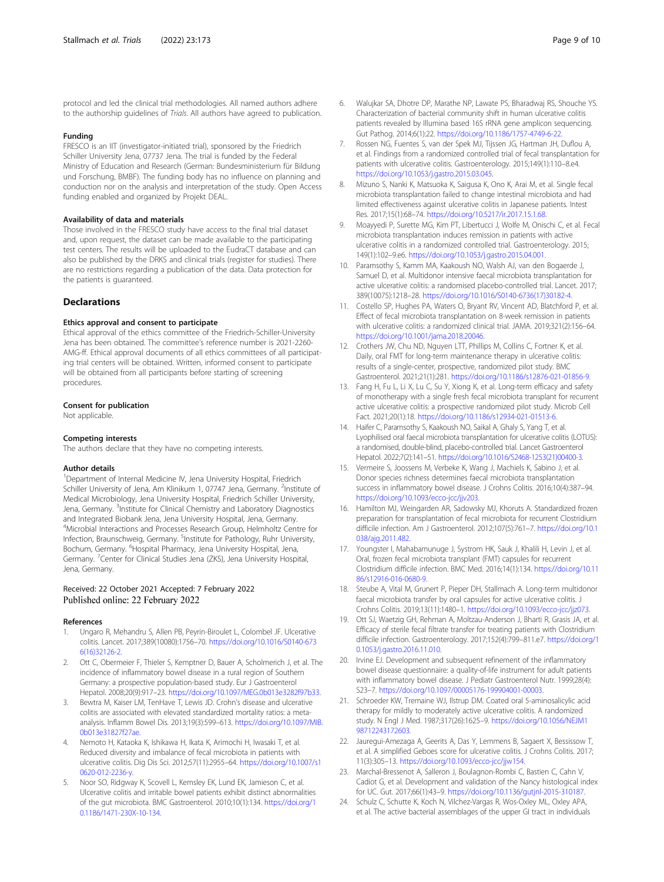protocol and led the clinical trial methodologies. All named authors adhere to the authorship guidelines of *Trials*. All authors have agreed to publication.

#### Funding

FRESCO is an IIT (investigator-initiated trial), sponsored by the Friedrich Schiller University Jena, 07737 Jena. The trial is funded by the Federal Ministry of Education and Research (German: Bundesministerium für Bildung und Forschung, BMBF). The funding body has no influence on planning and conduction nor on the analysis and interpretation of the study. Open Access funding enabled and organized by Projekt DEAL.

#### Availability of data and materials

Those involved in the FRESCO study have access to the final trial dataset and, upon request, the dataset can be made available to the participating test centers. The results will be uploaded to the EudraCT database and can also be published by the DRKS and clinical trials (register for studies). There are no restrictions regarding a publication of the data. Data protection for the patients is guaranteed.

## Declarations

#### Ethics approval and consent to participate

Ethical approval of the ethics committee of the Friedrich-Schiller-University Jena has been obtained. The committee's reference number is 2021-2260-AMG-ff. Ethical approval documents of all ethics committees of all participating trial centers will be obtained. Written, informed consent to participate will be obtained from all participants before starting of screening procedures.

#### Consent for publication

Not applicable.

#### Competing interests

The authors declare that they have no competing interests.

#### Author details

[1]Department of Internal Medicine IV, Jena University Hospital, Friedrich Schiller University of Jena, Am Klinikum 1, 07747 Jena, Germany. [2]Institute of Medical Microbiology, Jena University Hospital, Friedrich Schiller University, Jena, Germany. [3]Institute for Clinical Chemistry and Laboratory Diagnostics and Integrated Biobank Jena, Jena University Hospital, Jena, Germany. [4]Microbial Interactions and Processes Research Group, Helmholtz Centre for Infection, Braunschweig, Germany. [5]Institute for Pathology, Ruhr University, Bochum, Germany. [6]Hospital Pharmacy, Jena University Hospital, Jena, Germany. [7]Center for Clinical Studies Jena (ZKS), Jena University Hospital, Jena, Germany.

Received: 22 October 2021 Accepted: 7 February 2022
Published online: 22 February 2022

#### References

1. Ungaro R, Mehandru S, Allen PB, Peyrin-Biroulet L, Colombel JF. Ulcerative colitis. Lancet. 2017;389(10080):1756–70. https://doi.org/10.1016/S0140-6736(16)32126-2.
2. Ott C, Obermeier F, Thieler S, Kemptner D, Bauer A, Scholmerich J, et al. The incidence of inflammatory bowel disease in a rural region of Southern Germany: a prospective population-based study. Eur J Gastroenterol Hepatol. 2008;20(9):917–23. https://doi.org/10.1097/MEG.0b013e3282f97b33.
3. Bewtra M, Kaiser LM, TenHave T, Lewis JD. Crohn's disease and ulcerative colitis are associated with elevated standardized mortality ratios: a meta-analysis. Inflamm Bowel Dis. 2013;19(3):599–613. https://doi.org/10.1097/MIB.0b013e31827f27ae.
4. Nemoto H, Kataoka K, Ishikawa H, Ikata K, Arimochi H, Iwasaki T, et al. Reduced diversity and imbalance of fecal microbiota in patients with ulcerative colitis. Dig Dis Sci. 2012;57(11):2955–64. https://doi.org/10.1007/s10620-012-2236-y.
5. Noor SO, Ridgway K, Scovell L, Kemsley EK, Lund EK, Jamieson C, et al. Ulcerative colitis and irritable bowel patients exhibit distinct abnormalities of the gut microbiota. BMC Gastroenterol. 2010;10(1):134. https://doi.org/10.1186/1471-230X-10-134.
6. Walujkar SA, Dhotre DP, Marathe NP, Lawate PS, Bharadwaj RS, Shouche YS. Characterization of bacterial community shift in human ulcerative colitis patients revealed by Illumina based 16S rRNA gene amplicon sequencing. Gut Pathog. 2014;6(1):22. https://doi.org/10.1186/1757-4749-6-22.
7. Rossen NG, Fuentes S, van der Spek MJ, Tijssen JG, Hartman JH, Duflou A, et al. Findings from a randomized controlled trial of fecal transplantation for patients with ulcerative colitis. Gastroenterology. 2015;149(1):110–8.e4. https://doi.org/10.1053/j.gastro.2015.03.045.
8. Mizuno S, Nanki K, Matsuoka K, Saigusa K, Ono K, Arai M, et al. Single fecal microbiota transplantation failed to change intestinal microbiota and had limited effectiveness against ulcerative colitis in Japanese patients. Intest Res. 2017;15(1):68–74. https://doi.org/10.5217/ir.2017.15.1.68.
9. Moayyedi P, Surette MG, Kim PT, Libertucci J, Wolfe M, Onischi C, et al. Fecal microbiota transplantation induces remission in patients with active ulcerative colitis in a randomized controlled trial. Gastroenterology. 2015; 149(1):102–9.e6. https://doi.org/10.1053/j.gastro.2015.04.001.
10. Paramsothy S, Kamm MA, Kaakoush NO, Walsh AJ, van den Bogaerde J, Samuel D, et al. Multidonor intensive faecal microbiota transplantation for active ulcerative colitis: a randomised placebo-controlled trial. Lancet. 2017; 389(10075):1218–28. https://doi.org/10.1016/S0140-6736(17)30182-4.
11. Costello SP, Hughes PA, Waters O, Bryant RV, Vincent AD, Blatchford P, et al. Effect of fecal microbiota transplantation on 8-week remission in patients with ulcerative colitis: a randomized clinical trial. JAMA. 2019;321(2):156–64. https://doi.org/10.1001/jama.2018.20046.
12. Crothers JW, Chu ND, Nguyen LTT, Phillips M, Collins C, Fortner K, et al. Daily, oral FMT for long-term maintenance therapy in ulcerative colitis: results of a single-center, prospective, randomized pilot study. BMC Gastroenterol. 2021;21(1):281. https://doi.org/10.1186/s12876-021-01856-9.
13. Fang H, Fu L, Li X, Lu C, Su Y, Xiong K, et al. Long-term efficacy and safety of monotherapy with a single fresh fecal microbiota transplant for recurrent active ulcerative colitis: a prospective randomized pilot study. Microb Cell Fact. 2021;20(1):18. https://doi.org/10.1186/s12934-021-01513-6.
14. Haifer C, Paramsothy S, Kaakoush NO, Saikal A, Ghaly S, Yang T, et al. Lyophilised oral faecal microbiota transplantation for ulcerative colitis (LOTUS): a randomised, double-blind, placebo-controlled trial. Lancet Gastroenterol Hepatol. 2022;7(2):141–51. https://doi.org/10.1016/S2468-1253(21)00400-3.
15. Vermeire S, Joossens M, Verbeke K, Wang J, Machiels K, Sabino J, et al. Donor species richness determines faecal microbiota transplantation success in inflammatory bowel disease. J Crohns Colitis. 2016;10(4):387–94. https://doi.org/10.1093/ecco-jcc/jjv203.
16. Hamilton MJ, Weingarden AR, Sadowsky MJ, Khoruts A. Standardized frozen preparation for transplantation of fecal microbiota for recurrent Clostridium difficile infection. Am J Gastroenterol. 2012;107(5):761–7. https://doi.org/10.1038/ajg.2011.482.
17. Youngster I, Mahabamunuge J, Systrom HK, Sauk J, Khalili H, Levin J, et al. Oral, frozen fecal microbiota transplant (FMT) capsules for recurrent Clostridium difficile infection. BMC Med. 2016;14(1):134. https://doi.org/10.1186/s12916-016-0680-9.
18. Steube A, Vital M, Grunert P, Pieper DH, Stallmach A. Long-term multidonor faecal microbiota transfer by oral capsules for active ulcerative colitis. J Crohns Colitis. 2019;13(11):1480–1. https://doi.org/10.1093/ecco-jcc/jjz073.
19. Ott SJ, Waetzig GH, Rehman A, Moltzau-Anderson J, Bharti R, Grasis JA, et al. Efficacy of sterile fecal filtrate transfer for treating patients with Clostridium difficile infection. Gastroenterology. 2017;152(4):799–811.e7. https://doi.org/10.1053/j.gastro.2016.11.010.
20. Irvine EJ. Development and subsequent refinement of the inflammatory bowel disease questionnaire: a quality-of-life instrument for adult patients with inflammatory bowel disease. J Pediatr Gastroenterol Nutr. 1999;28(4): S23–7. https://doi.org/10.1097/00005176-199904001-00003.
21. Schroeder KW, Tremaine WJ, Ilstrup DM. Coated oral 5-aminosalicylic acid therapy for mildly to moderately active ulcerative colitis. A randomized study. N Engl J Med. 1987;317(26):1625–9. https://doi.org/10.1056/NEJM198712243172603.
22. Jauregui-Amezaga A, Geerits A, Das Y, Lemmens B, Sagaert X, Bessissow T, et al. A simplified Geboes score for ulcerative colitis. J Crohns Colitis. 2017; 11(3):305–13. https://doi.org/10.1093/ecco-jcc/jjw154.
23. Marchal-Bressenot A, Salleron J, Boulagnon-Rombi C, Bastien C, Cahn V, Cadiot G, et al. Development and validation of the Nancy histological index for UC. Gut. 2017;66(1):43–9. https://doi.org/10.1136/gutjnl-2015-310187.
24. Schulz C, Schutte K, Koch N, Vilchez-Vargas R, Wos-Oxley ML, Oxley APA, et al. The active bacterial assemblages of the upper GI tract in individuals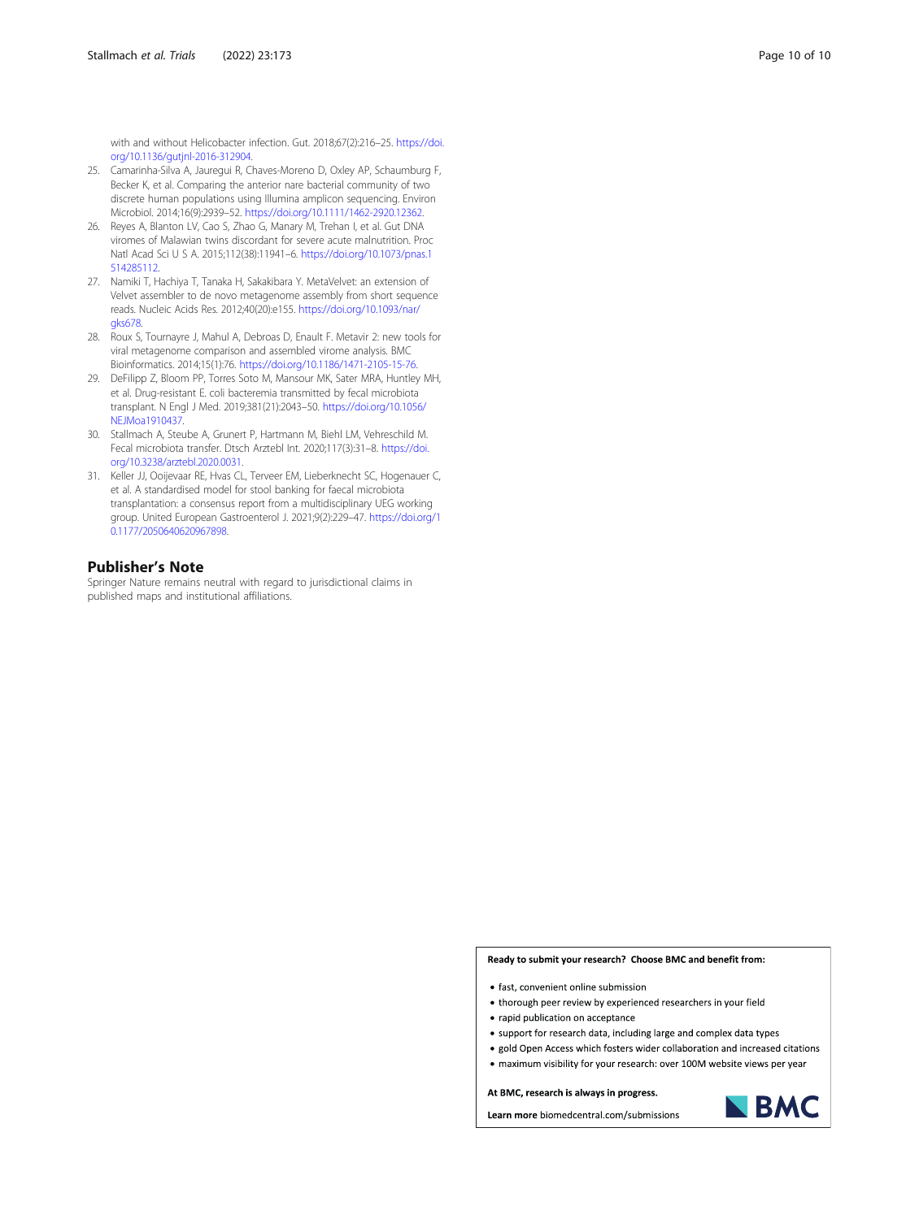with and without Helicobacter infection. Gut. 2018;67(2):216–25. https://doi.org/10.1136/gutjnl-2016-312904.

25. Camarinha-Silva A, Jauregui R, Chaves-Moreno D, Oxley AP, Schaumburg F, Becker K, et al. Comparing the anterior nare bacterial community of two discrete human populations using Illumina amplicon sequencing. Environ Microbiol. 2014;16(9):2939–52. https://doi.org/10.1111/1462-2920.12362.
26. Reyes A, Blanton LV, Cao S, Zhao G, Manary M, Trehan I, et al. Gut DNA viromes of Malawian twins discordant for severe acute malnutrition. Proc Natl Acad Sci U S A. 2015;112(38):11941–6. https://doi.org/10.1073/pnas.1514285112.
27. Namiki T, Hachiya T, Tanaka H, Sakakibara Y. MetaVelvet: an extension of Velvet assembler to de novo metagenome assembly from short sequence reads. Nucleic Acids Res. 2012;40(20):e155. https://doi.org/10.1093/nar/gks678.
28. Roux S, Tournayre J, Mahul A, Debroas D, Enault F. Metavir 2: new tools for viral metagenome comparison and assembled virome analysis. BMC Bioinformatics. 2014;15(1):76. https://doi.org/10.1186/1471-2105-15-76.
29. DeFilipp Z, Bloom PP, Torres Soto M, Mansour MK, Sater MRA, Huntley MH, et al. Drug-resistant E. coli bacteremia transmitted by fecal microbiota transplant. N Engl J Med. 2019;381(21):2043–50. https://doi.org/10.1056/NEJMoa1910437.
30. Stallmach A, Steube A, Grunert P, Hartmann M, Biehl LM, Vehreschild M. Fecal microbiota transfer. Dtsch Arztebl Int. 2020;117(3):31–8. https://doi.org/10.3238/arztebl.2020.0031.
31. Keller JJ, Ooijevaar RE, Hvas CL, Terveer EM, Lieberknecht SC, Hogenauer C, et al. A standardised model for stool banking for faecal microbiota transplantation: a consensus report from a multidisciplinary UEG working group. United European Gastroenterol J. 2021;9(2):229–47. https://doi.org/10.1177/2050640620967898.

## Publisher's Note

Springer Nature remains neutral with regard to jurisdictional claims in published maps and institutional affiliations.

**Ready to submit your research? Choose BMC and benefit from:**

- fast, convenient online submission
- thorough peer review by experienced researchers in your field
- rapid publication on acceptance
- support for research data, including large and complex data types
- gold Open Access which fosters wider collaboration and increased citations
- maximum visibility for your research: over 100M website views per year

**At BMC, research is always in progress.**

**Learn more** biomedcentral.com/submissions

BMC